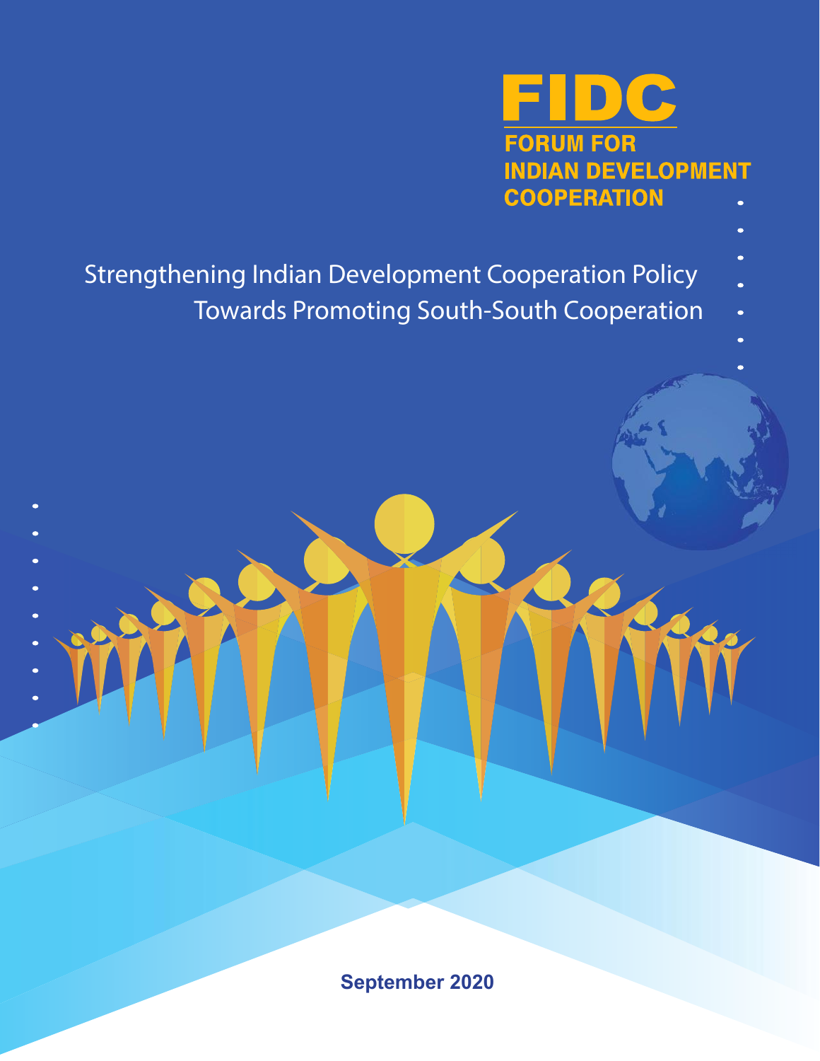# FIDC

**FORUM FOR INDIAN DEVELOPMENT COOPERATION**

## Strengthening Indian Development Cooperation Policy Towards Promoting South-South Cooperation

**September 2020**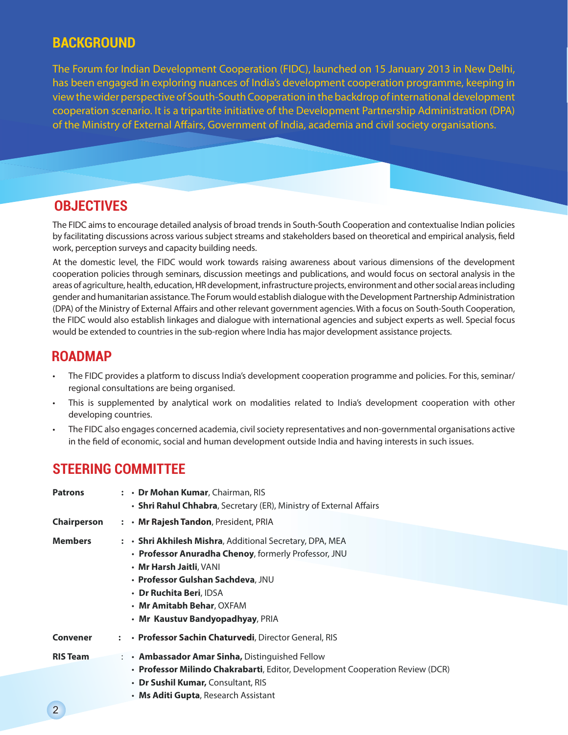## BACKGROUND

The Forum for Indian Development Cooperation (FIDC), launched on 15 January 2013 in New Delhi, has been engaged in exploring nuances of India's development cooperation programme, keeping in view the wider perspective of South-South Cooperation in the backdrop of international development cooperation scenario. It is a tripartite initiative of the Development Partnership Administration (DPA) of the Ministry of External Affairs, Government of India, academia and civil society organisations.

## OBJECTIVES

The FIDC aims to encourage detailed analysis of broad trends in South-South Cooperation and contextualise Indian policies by facilitating discussions across various subject streams and stakeholders based on theoretical and empirical analysis, field work, perception surveys and capacity building needs.

At the domestic level, the FIDC would work towards raising awareness about various dimensions of the development cooperation policies through seminars, discussion meetings and publications, and would focus on sectoral analysis in the areas of agriculture, health, education, HR development, infrastructure projects, environment and other social areas including gender and humanitarian assistance. The Forum would establish dialogue with the Development Partnership Administration (DPA) of the Ministry of External Affairs and other relevant government agencies. With a focus on South-South Cooperation, the FIDC would also establish linkages and dialogue with international agencies and subject experts as well. Special focus would be extended to countries in the sub-region where India has major development assistance projects.

## ROADMAP

- The FIDC provides a platform to discuss India's development cooperation programme and policies. For this, seminar/ regional consultations are being organised.
- This is supplemented by analytical work on modalities related to India's development cooperation with other developing countries.
- The FIDC also engages concerned academia, civil society representatives and non-governmental organisations active in the field of economic, social and human development outside India and having interests in such issues.

## STEERING COMMITTEE

**Patrons** :
- **Dr Mohan Kumar**, Chairman, RIS
- **Shri Rahul Chhabra**, Secretary (ER), Ministry of External Affairs

**Chairperson** :
- **Mr Rajesh Tandon**, President, PRIA

**Members** :
- **Shri Akhilesh Mishra**, Additional Secretary, DPA, MEA
- **Professor Anuradha Chenoy**, formerly Professor, JNU
- **Mr Harsh Jaitli**, VANI
- **Professor Gulshan Sachdeva**, JNU
- **Dr Ruchita Beri**, IDSA
- **Mr Amitabh Behar**, OXFAM
- **Mr Kaustuv Bandyopadhyay**, PRIA

**Convener** :
- **Professor Sachin Chaturvedi**, Director General, RIS

**RIS Team** :
- **Ambassador Amar Sinha,** Distinguished Fellow
- **Professor Milindo Chakrabarti**, Editor, Development Cooperation Review (DCR)
- **Dr Sushil Kumar,** Consultant, RIS
- **Ms Aditi Gupta**, Research Assistant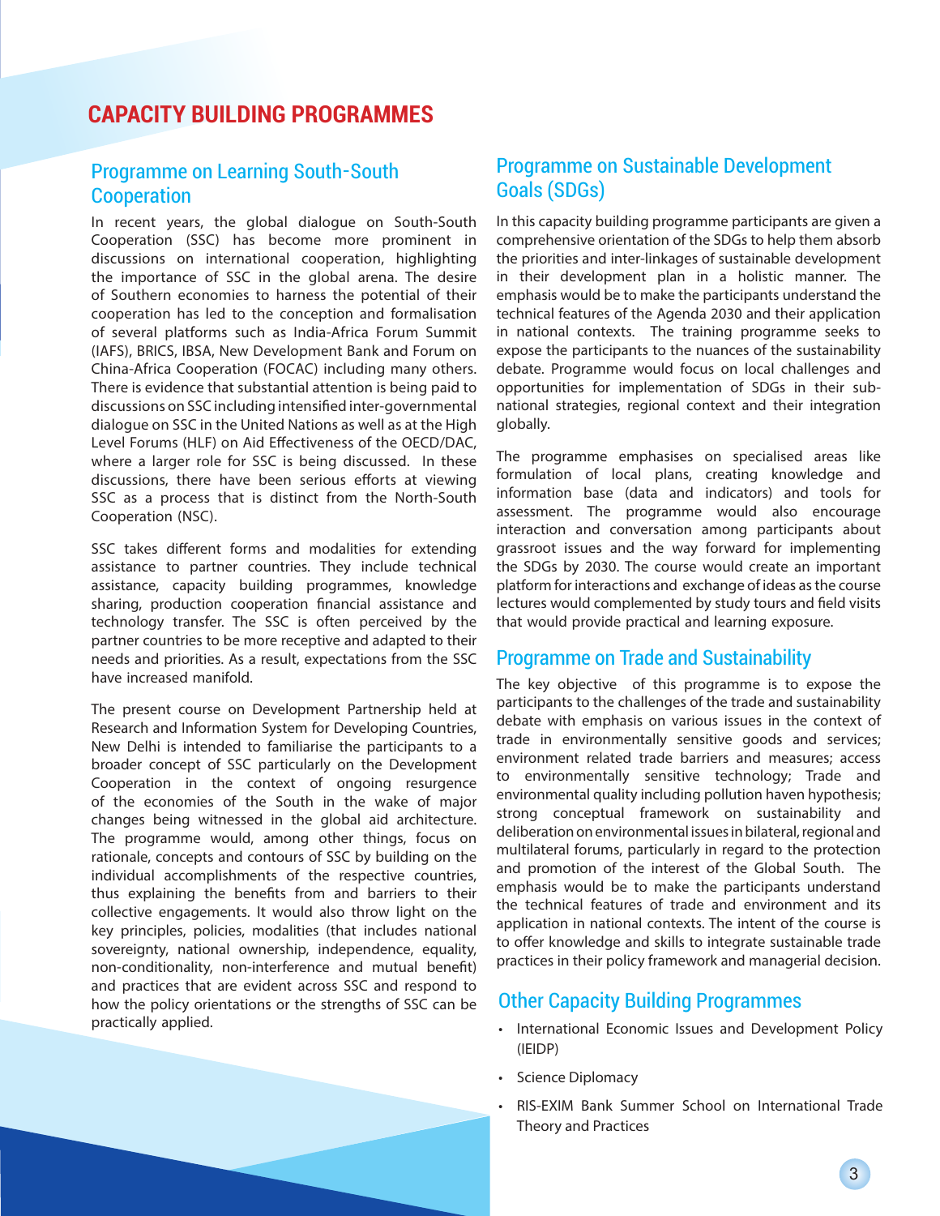# CAPACITY BUILDING PROGRAMMES

## Programme on Learning South-South Cooperation

In recent years, the global dialogue on South-South Cooperation (SSC) has become more prominent in discussions on international cooperation, highlighting the importance of SSC in the global arena. The desire of Southern economies to harness the potential of their cooperation has led to the conception and formalisation of several platforms such as India-Africa Forum Summit (IAFS), BRICS, IBSA, New Development Bank and Forum on China-Africa Cooperation (FOCAC) including many others. There is evidence that substantial attention is being paid to discussions on SSC including intensified inter-governmental dialogue on SSC in the United Nations as well as at the High Level Forums (HLF) on Aid Effectiveness of the OECD/DAC, where a larger role for SSC is being discussed. In these discussions, there have been serious efforts at viewing SSC as a process that is distinct from the North-South Cooperation (NSC).

SSC takes different forms and modalities for extending assistance to partner countries. They include technical assistance, capacity building programmes, knowledge sharing, production cooperation financial assistance and technology transfer. The SSC is often perceived by the partner countries to be more receptive and adapted to their needs and priorities. As a result, expectations from the SSC have increased manifold.

The present course on Development Partnership held at Research and Information System for Developing Countries, New Delhi is intended to familiarise the participants to a broader concept of SSC particularly on the Development Cooperation in the context of ongoing resurgence of the economies of the South in the wake of major changes being witnessed in the global aid architecture. The programme would, among other things, focus on rationale, concepts and contours of SSC by building on the individual accomplishments of the respective countries, thus explaining the benefits from and barriers to their collective engagements. It would also throw light on the key principles, policies, modalities (that includes national sovereignty, national ownership, independence, equality, non-conditionality, non-interference and mutual benefit) and practices that are evident across SSC and respond to how the policy orientations or the strengths of SSC can be practically applied.

## Programme on Sustainable Development Goals (SDGs)

In this capacity building programme participants are given a comprehensive orientation of the SDGs to help them absorb the priorities and inter-linkages of sustainable development in their development plan in a holistic manner. The emphasis would be to make the participants understand the technical features of the Agenda 2030 and their application in national contexts. The training programme seeks to expose the participants to the nuances of the sustainability debate. Programme would focus on local challenges and opportunities for implementation of SDGs in their sub-national strategies, regional context and their integration globally.

The programme emphasises on specialised areas like formulation of local plans, creating knowledge and information base (data and indicators) and tools for assessment. The programme would also encourage interaction and conversation among participants about grassroot issues and the way forward for implementing the SDGs by 2030. The course would create an important platform for interactions and exchange of ideas as the course lectures would complemented by study tours and field visits that would provide practical and learning exposure.

## Programme on Trade and Sustainability

The key objective of this programme is to expose the participants to the challenges of the trade and sustainability debate with emphasis on various issues in the context of trade in environmentally sensitive goods and services; environment related trade barriers and measures; access to environmentally sensitive technology; Trade and environmental quality including pollution haven hypothesis; strong conceptual framework on sustainability and deliberation on environmental issues in bilateral, regional and multilateral forums, particularly in regard to the protection and promotion of the interest of the Global South. The emphasis would be to make the participants understand the technical features of trade and environment and its application in national contexts. The intent of the course is to offer knowledge and skills to integrate sustainable trade practices in their policy framework and managerial decision.

## Other Capacity Building Programmes

- International Economic Issues and Development Policy (IEIDP)
- Science Diplomacy
- RIS-EXIM Bank Summer School on International Trade Theory and Practices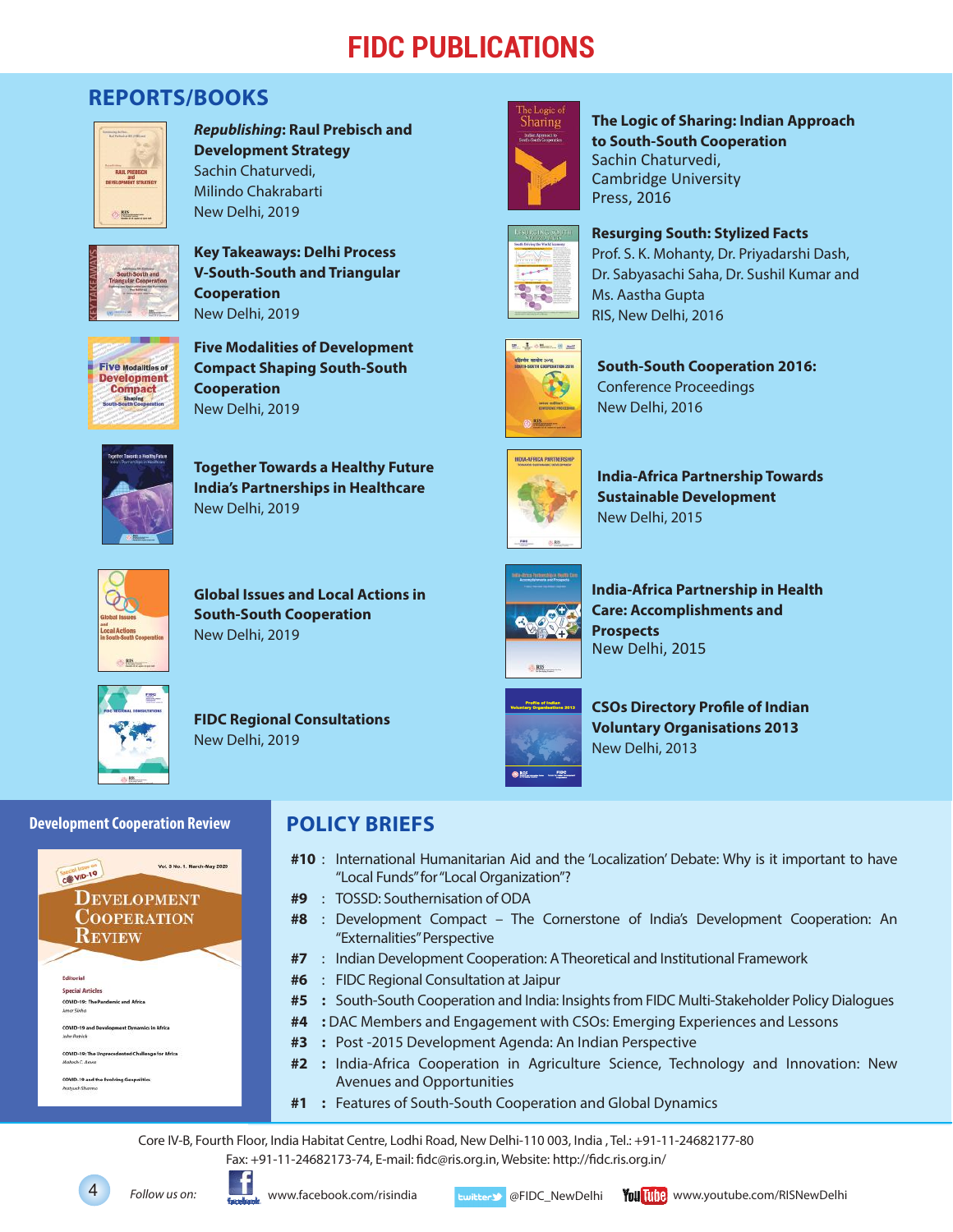# FIDC PUBLICATIONS

## REPORTS/BOOKS

***Republishing*: Raul Prebisch and Development Strategy**
Sachin Chaturvedi,
Milindo Chakrabarti
New Delhi, 2019

**Key Takeaways: Delhi Process V-South-South and Triangular Cooperation**
New Delhi, 2019

**Five Modalities of Development Compact Shaping South-South Cooperation**
New Delhi, 2019

**Together Towards a Healthy Future India's Partnerships in Healthcare**
New Delhi, 2019

**Global Issues and Local Actions in South-South Cooperation**
New Delhi, 2019

**FIDC Regional Consultations**
New Delhi, 2019

**The Logic of Sharing: Indian Approach to South-South Cooperation**
Sachin Chaturvedi,
Cambridge University Press, 2016

**Resurging South: Stylized Facts**
Prof. S. K. Mohanty, Dr. Priyadarshi Dash, Dr. Sabyasachi Saha, Dr. Sushil Kumar and Ms. Aastha Gupta
RIS, New Delhi, 2016

**South-South Cooperation 2016:**
Conference Proceedings
New Delhi, 2016

**India-Africa Partnership Towards Sustainable Development**
New Delhi, 2015

**India-Africa Partnership in Health Care: Accomplishments and Prospects**
New Delhi, 2015

**CSOs Directory Profile of Indian Voluntary Organisations 2013**
New Delhi, 2013

## Development Cooperation Review

## POLICY BRIEFS

**#10** : International Humanitarian Aid and the 'Localization' Debate: Why is it important to have "Local Funds" for "Local Organization"?

**#9** : TOSSD: Southernisation of ODA

**#8** : Development Compact – The Cornerstone of India's Development Cooperation: An "Externalities" Perspective

**#7** : Indian Development Cooperation: A Theoretical and Institutional Framework

**#6** : FIDC Regional Consultation at Jaipur

**#5** : South-South Cooperation and India: Insights from FIDC Multi-Stakeholder Policy Dialogues

**#4** : DAC Members and Engagement with CSOs: Emerging Experiences and Lessons

**#3** : Post -2015 Development Agenda: An Indian Perspective

**#2** : India-Africa Cooperation in Agriculture Science, Technology and Innovation: New Avenues and Opportunities

**#1** : Features of South-South Cooperation and Global Dynamics

---

Core IV-B, Fourth Floor, India Habitat Centre, Lodhi Road, New Delhi-110 003, India , Tel.: +91-11-24682177-80
Fax: +91-11-24682173-74, E-mail: fidc@ris.org.in, Website: http://fidc.ris.org.in/

*Follow us on:* www.facebook.com/risindia @FIDC_NewDelhi www.youtube.com/RISNewDelhi